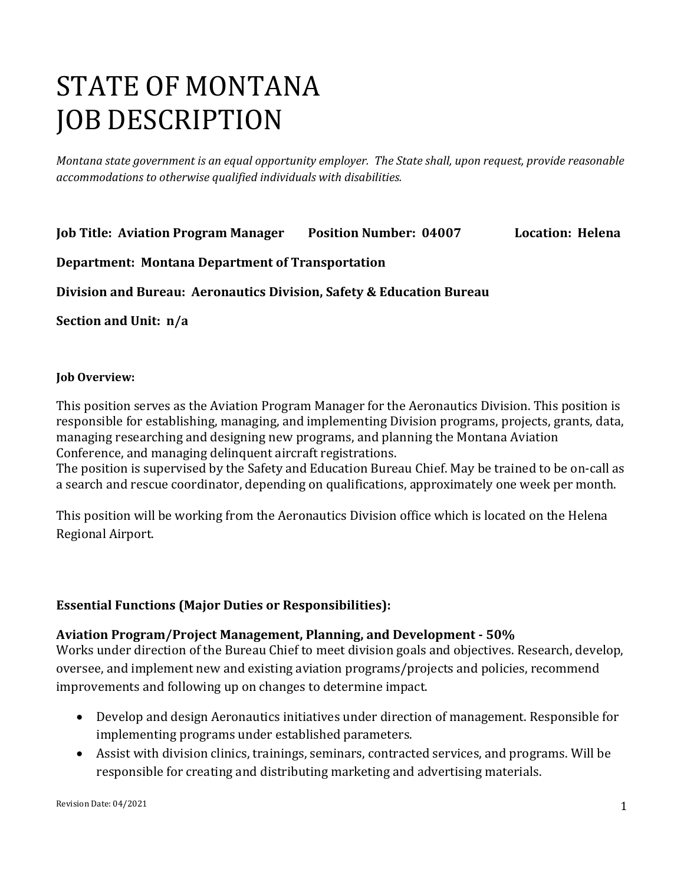# STATE OF MONTANA
# JOB DESCRIPTION

*Montana state government is an equal opportunity employer. The State shall, upon request, provide reasonable accommodations to otherwise qualified individuals with disabilities.*

**Job Title: Aviation Program Manager Position Number: 04007 Location: Helena**

**Department: Montana Department of Transportation**

**Division and Bureau: Aeronautics Division, Safety & Education Bureau**

**Section and Unit: n/a**

**Job Overview:**

This position serves as the Aviation Program Manager for the Aeronautics Division. This position is responsible for establishing, managing, and implementing Division programs, projects, grants, data, managing researching and designing new programs, and planning the Montana Aviation Conference, and managing delinquent aircraft registrations.
The position is supervised by the Safety and Education Bureau Chief. May be trained to be on-call as a search and rescue coordinator, depending on qualifications, approximately one week per month.

This position will be working from the Aeronautics Division office which is located on the Helena Regional Airport.

## Essential Functions (Major Duties or Responsibilities):

### Aviation Program/Project Management, Planning, and Development - 50%

Works under direction of the Bureau Chief to meet division goals and objectives. Research, develop, oversee, and implement new and existing aviation programs/projects and policies, recommend improvements and following up on changes to determine impact.

- Develop and design Aeronautics initiatives under direction of management. Responsible for implementing programs under established parameters.
- Assist with division clinics, trainings, seminars, contracted services, and programs. Will be responsible for creating and distributing marketing and advertising materials.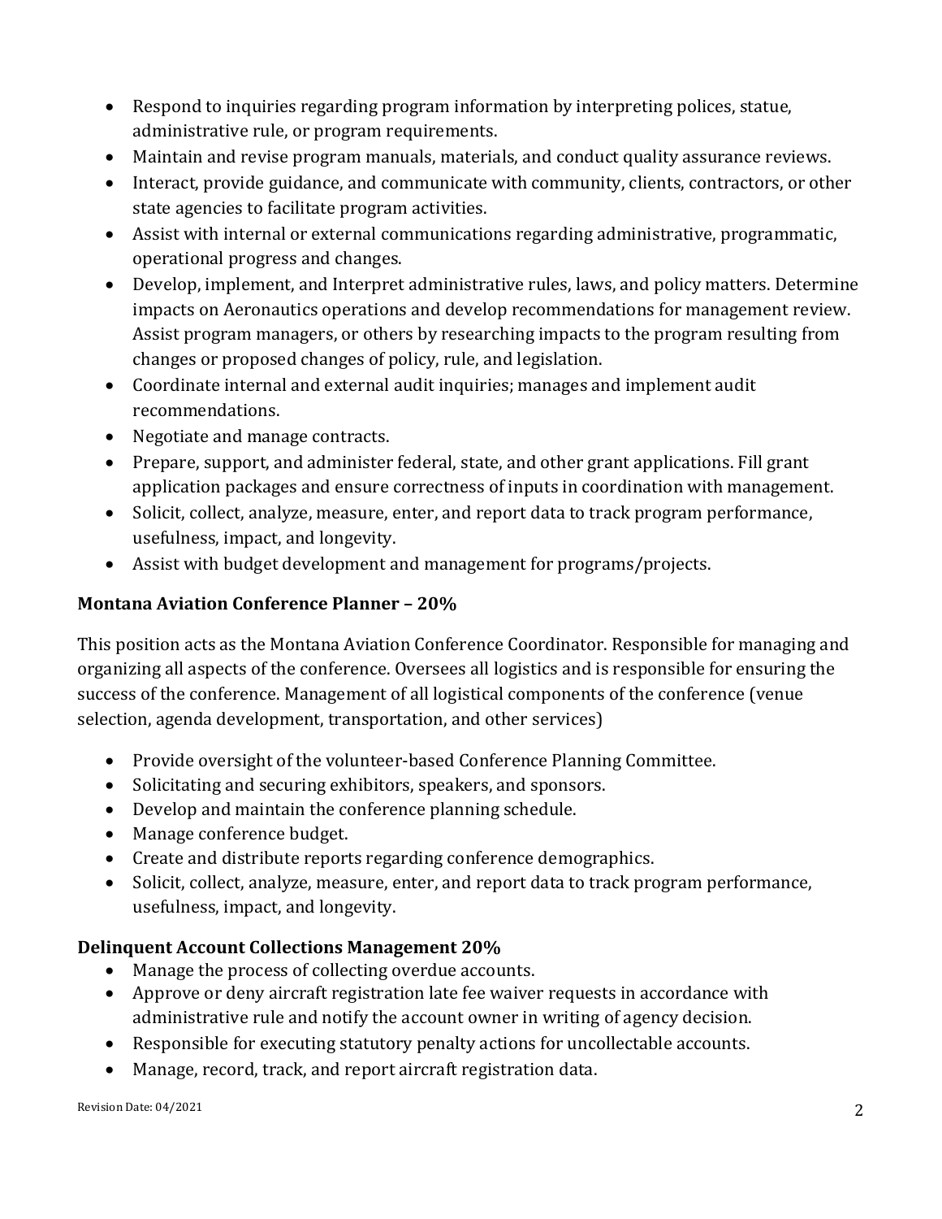- Respond to inquiries regarding program information by interpreting polices, statue, administrative rule, or program requirements.
- Maintain and revise program manuals, materials, and conduct quality assurance reviews.
- Interact, provide guidance, and communicate with community, clients, contractors, or other state agencies to facilitate program activities.
- Assist with internal or external communications regarding administrative, programmatic, operational progress and changes.
- Develop, implement, and Interpret administrative rules, laws, and policy matters. Determine impacts on Aeronautics operations and develop recommendations for management review. Assist program managers, or others by researching impacts to the program resulting from changes or proposed changes of policy, rule, and legislation.
- Coordinate internal and external audit inquiries; manages and implement audit recommendations.
- Negotiate and manage contracts.
- Prepare, support, and administer federal, state, and other grant applications. Fill grant application packages and ensure correctness of inputs in coordination with management.
- Solicit, collect, analyze, measure, enter, and report data to track program performance, usefulness, impact, and longevity.
- Assist with budget development and management for programs/projects.

**Montana Aviation Conference Planner – 20%**

This position acts as the Montana Aviation Conference Coordinator. Responsible for managing and organizing all aspects of the conference. Oversees all logistics and is responsible for ensuring the success of the conference. Management of all logistical components of the conference (venue selection, agenda development, transportation, and other services)

- Provide oversight of the volunteer-based Conference Planning Committee.
- Solicitating and securing exhibitors, speakers, and sponsors.
- Develop and maintain the conference planning schedule.
- Manage conference budget.
- Create and distribute reports regarding conference demographics.
- Solicit, collect, analyze, measure, enter, and report data to track program performance, usefulness, impact, and longevity.

**Delinquent Account Collections Management 20%**

- Manage the process of collecting overdue accounts.
- Approve or deny aircraft registration late fee waiver requests in accordance with administrative rule and notify the account owner in writing of agency decision.
- Responsible for executing statutory penalty actions for uncollectable accounts.
- Manage, record, track, and report aircraft registration data.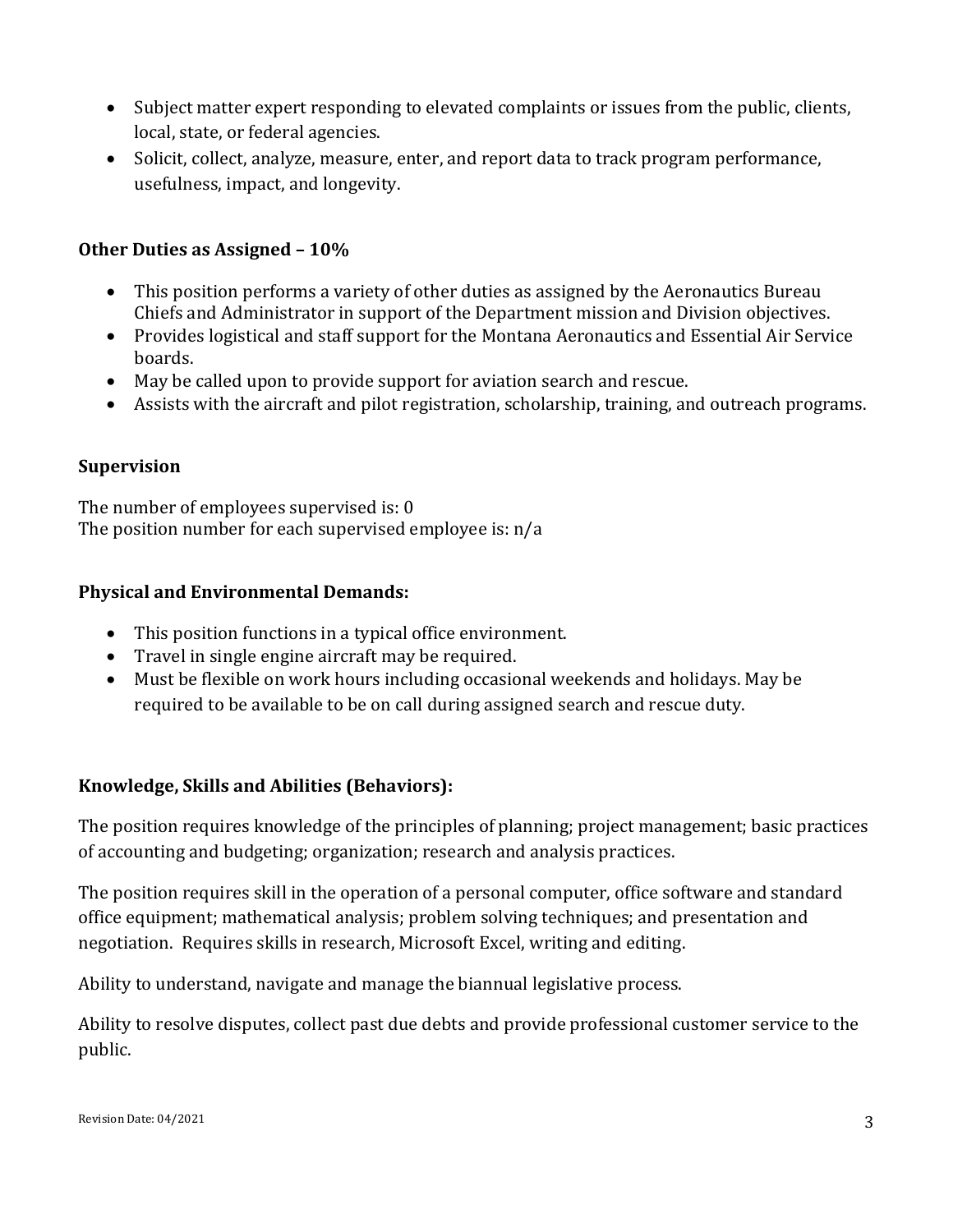- Subject matter expert responding to elevated complaints or issues from the public, clients, local, state, or federal agencies.
- Solicit, collect, analyze, measure, enter, and report data to track program performance, usefulness, impact, and longevity.

**Other Duties as Assigned – 10%**

- This position performs a variety of other duties as assigned by the Aeronautics Bureau Chiefs and Administrator in support of the Department mission and Division objectives.
- Provides logistical and staff support for the Montana Aeronautics and Essential Air Service boards.
- May be called upon to provide support for aviation search and rescue.
- Assists with the aircraft and pilot registration, scholarship, training, and outreach programs.

**Supervision**

The number of employees supervised is: 0
The position number for each supervised employee is: n/a

**Physical and Environmental Demands:**

- This position functions in a typical office environment.
- Travel in single engine aircraft may be required.
- Must be flexible on work hours including occasional weekends and holidays. May be required to be available to be on call during assigned search and rescue duty.

**Knowledge, Skills and Abilities (Behaviors):**

The position requires knowledge of the principles of planning; project management; basic practices of accounting and budgeting; organization; research and analysis practices.

The position requires skill in the operation of a personal computer, office software and standard office equipment; mathematical analysis; problem solving techniques; and presentation and negotiation. Requires skills in research, Microsoft Excel, writing and editing.

Ability to understand, navigate and manage the biannual legislative process.

Ability to resolve disputes, collect past due debts and provide professional customer service to the public.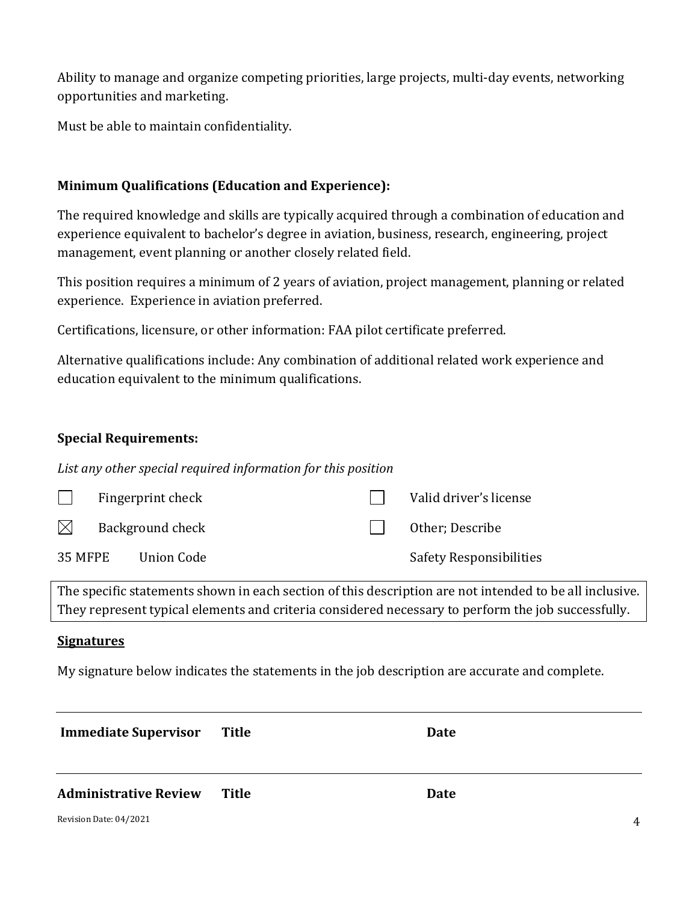Ability to manage and organize competing priorities, large projects, multi-day events, networking opportunities and marketing.

Must be able to maintain confidentiality.

**Minimum Qualifications (Education and Experience):**

The required knowledge and skills are typically acquired through a combination of education and experience equivalent to bachelor's degree in aviation, business, research, engineering, project management, event planning or another closely related field.

This position requires a minimum of 2 years of aviation, project management, planning or related experience. Experience in aviation preferred.

Certifications, licensure, or other information: FAA pilot certificate preferred.

Alternative qualifications include: Any combination of additional related work experience and education equivalent to the minimum qualifications.

**Special Requirements:**

*List any other special required information for this position*

| | | | |
|---|---|---|---|
| ☐ | Fingerprint check | ☐ | Valid driver's license |
| ☒ | Background check | ☐ | Other; Describe |
| 35 MFPE | Union Code | | Safety Responsibilities |

The specific statements shown in each section of this description are not intended to be all inclusive. They represent typical elements and criteria considered necessary to perform the job successfully.

**Signatures**

My signature below indicates the statements in the job description are accurate and complete.

| **Immediate Supervisor** | **Title** | **Date** |
|---|---|---|
| **Administrative Review** | **Title** | **Date** |

Revision Date: 04/2021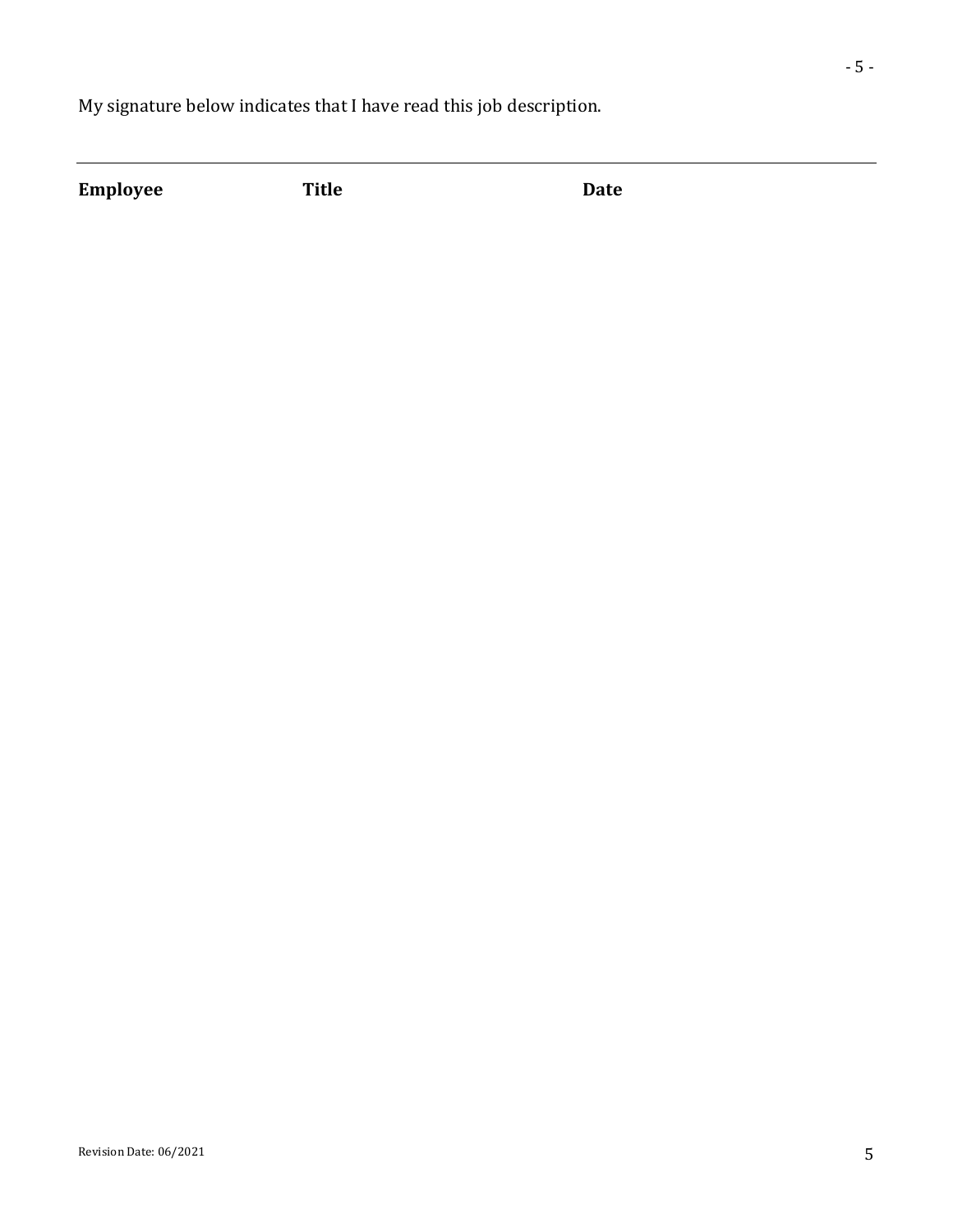My signature below indicates that I have read this job description.

---

**Employee** **Title** **Date**

Revision Date: 06/2021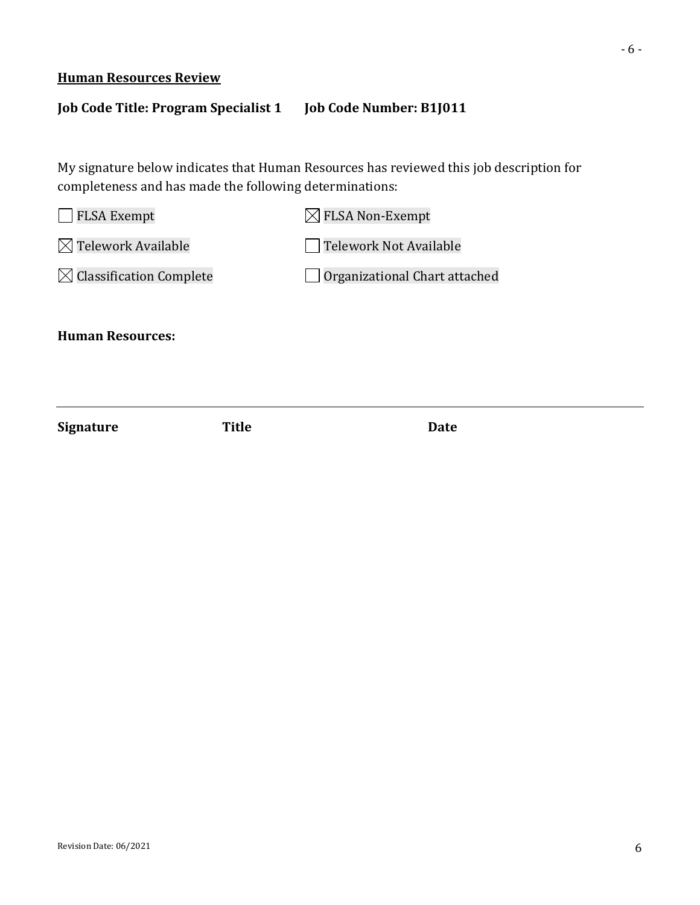## Human Resources Review

**Job Code Title: Program Specialist 1 Job Code Number: B1J011**

My signature below indicates that Human Resources has reviewed this job description for completeness and has made the following determinations:

- [ ] FLSA Exempt
- [x] FLSA Non-Exempt
- [x] Telework Available
- [ ] Telework Not Available
- [x] Classification Complete
- [ ] Organizational Chart attached

**Human Resources:**

---

**Signature** **Title** **Date**

Revision Date: 06/2021